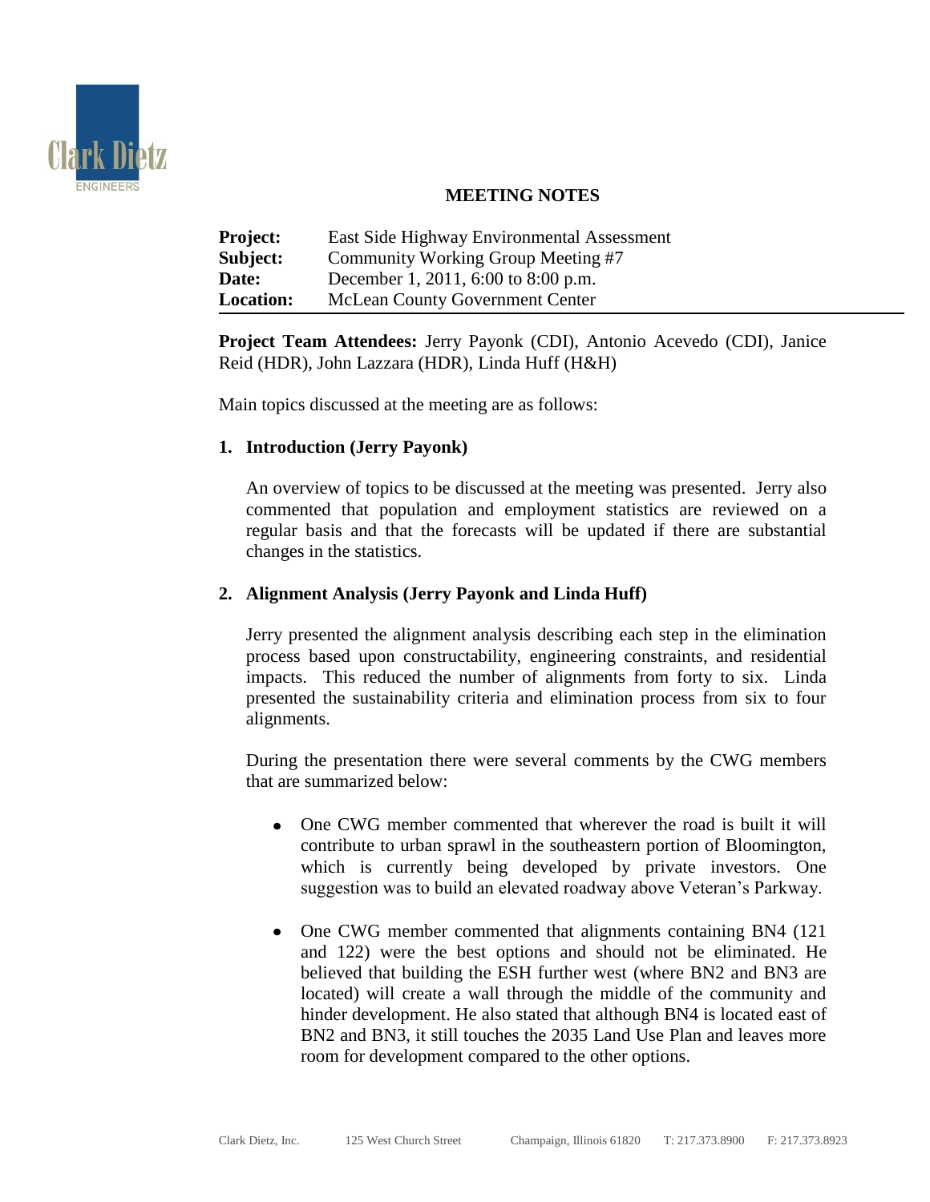# MEETING NOTES

**Project:** East Side Highway Environmental Assessment
**Subject:** Community Working Group Meeting #7
**Date:** December 1, 2011, 6:00 to 8:00 p.m.
**Location:** McLean County Government Center

**Project Team Attendees:** Jerry Payonk (CDI), Antonio Acevedo (CDI), Janice Reid (HDR), John Lazzara (HDR), Linda Huff (H&H)

Main topics discussed at the meeting are as follows:

## 1. Introduction (Jerry Payonk)

An overview of topics to be discussed at the meeting was presented. Jerry also commented that population and employment statistics are reviewed on a regular basis and that the forecasts will be updated if there are substantial changes in the statistics.

## 2. Alignment Analysis (Jerry Payonk and Linda Huff)

Jerry presented the alignment analysis describing each step in the elimination process based upon constructability, engineering constraints, and residential impacts. This reduced the number of alignments from forty to six. Linda presented the sustainability criteria and elimination process from six to four alignments.

During the presentation there were several comments by the CWG members that are summarized below:

- One CWG member commented that wherever the road is built it will contribute to urban sprawl in the southeastern portion of Bloomington, which is currently being developed by private investors. One suggestion was to build an elevated roadway above Veteran's Parkway.

- One CWG member commented that alignments containing BN4 (121 and 122) were the best options and should not be eliminated. He believed that building the ESH further west (where BN2 and BN3 are located) will create a wall through the middle of the community and hinder development. He also stated that although BN4 is located east of BN2 and BN3, it still touches the 2035 Land Use Plan and leaves more room for development compared to the other options.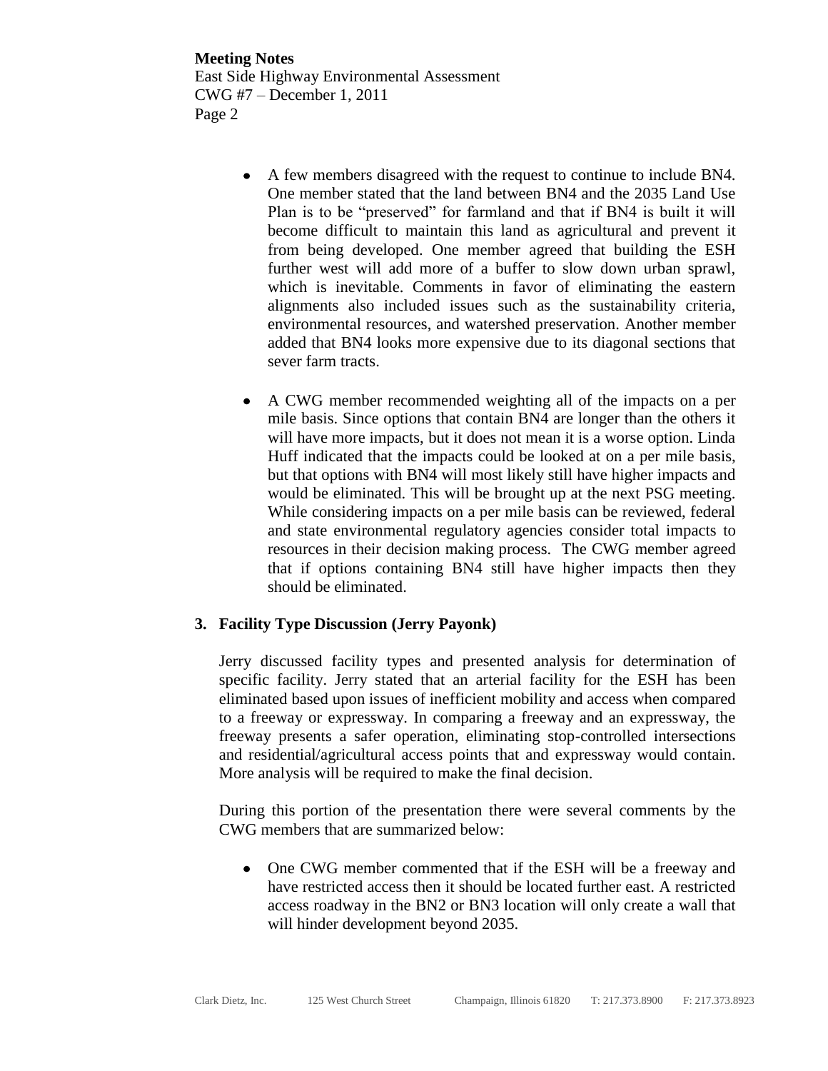- A few members disagreed with the request to continue to include BN4. One member stated that the land between BN4 and the 2035 Land Use Plan is to be "preserved" for farmland and that if BN4 is built it will become difficult to maintain this land as agricultural and prevent it from being developed. One member agreed that building the ESH further west will add more of a buffer to slow down urban sprawl, which is inevitable. Comments in favor of eliminating the eastern alignments also included issues such as the sustainability criteria, environmental resources, and watershed preservation. Another member added that BN4 looks more expensive due to its diagonal sections that sever farm tracts.

- A CWG member recommended weighting all of the impacts on a per mile basis. Since options that contain BN4 are longer than the others it will have more impacts, but it does not mean it is a worse option. Linda Huff indicated that the impacts could be looked at on a per mile basis, but that options with BN4 will most likely still have higher impacts and would be eliminated. This will be brought up at the next PSG meeting. While considering impacts on a per mile basis can be reviewed, federal and state environmental regulatory agencies consider total impacts to resources in their decision making process. The CWG member agreed that if options containing BN4 still have higher impacts then they should be eliminated.

**3. Facility Type Discussion (Jerry Payonk)**

Jerry discussed facility types and presented analysis for determination of specific facility. Jerry stated that an arterial facility for the ESH has been eliminated based upon issues of inefficient mobility and access when compared to a freeway or expressway. In comparing a freeway and an expressway, the freeway presents a safer operation, eliminating stop-controlled intersections and residential/agricultural access points that and expressway would contain. More analysis will be required to make the final decision.

During this portion of the presentation there were several comments by the CWG members that are summarized below:

- One CWG member commented that if the ESH will be a freeway and have restricted access then it should be located further east. A restricted access roadway in the BN2 or BN3 location will only create a wall that will hinder development beyond 2035.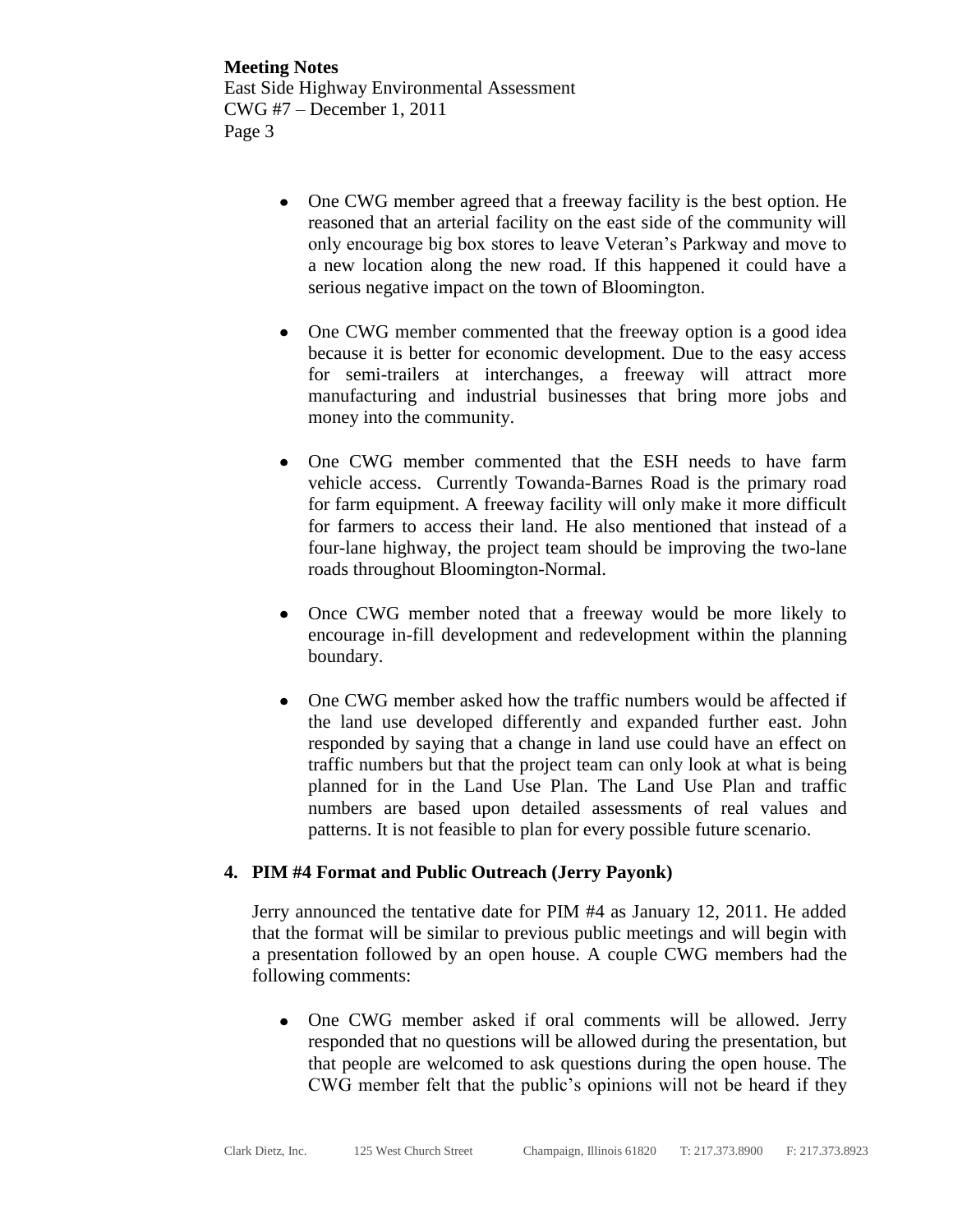- One CWG member agreed that a freeway facility is the best option. He reasoned that an arterial facility on the east side of the community will only encourage big box stores to leave Veteran's Parkway and move to a new location along the new road. If this happened it could have a serious negative impact on the town of Bloomington.

- One CWG member commented that the freeway option is a good idea because it is better for economic development. Due to the easy access for semi-trailers at interchanges, a freeway will attract more manufacturing and industrial businesses that bring more jobs and money into the community.

- One CWG member commented that the ESH needs to have farm vehicle access. Currently Towanda-Barnes Road is the primary road for farm equipment. A freeway facility will only make it more difficult for farmers to access their land. He also mentioned that instead of a four-lane highway, the project team should be improving the two-lane roads throughout Bloomington-Normal.

- Once CWG member noted that a freeway would be more likely to encourage in-fill development and redevelopment within the planning boundary.

- One CWG member asked how the traffic numbers would be affected if the land use developed differently and expanded further east. John responded by saying that a change in land use could have an effect on traffic numbers but that the project team can only look at what is being planned for in the Land Use Plan. The Land Use Plan and traffic numbers are based upon detailed assessments of real values and patterns. It is not feasible to plan for every possible future scenario.

### 4. PIM #4 Format and Public Outreach (Jerry Payonk)

Jerry announced the tentative date for PIM #4 as January 12, 2011. He added that the format will be similar to previous public meetings and will begin with a presentation followed by an open house. A couple CWG members had the following comments:

- One CWG member asked if oral comments will be allowed. Jerry responded that no questions will be allowed during the presentation, but that people are welcomed to ask questions during the open house. The CWG member felt that the public's opinions will not be heard if they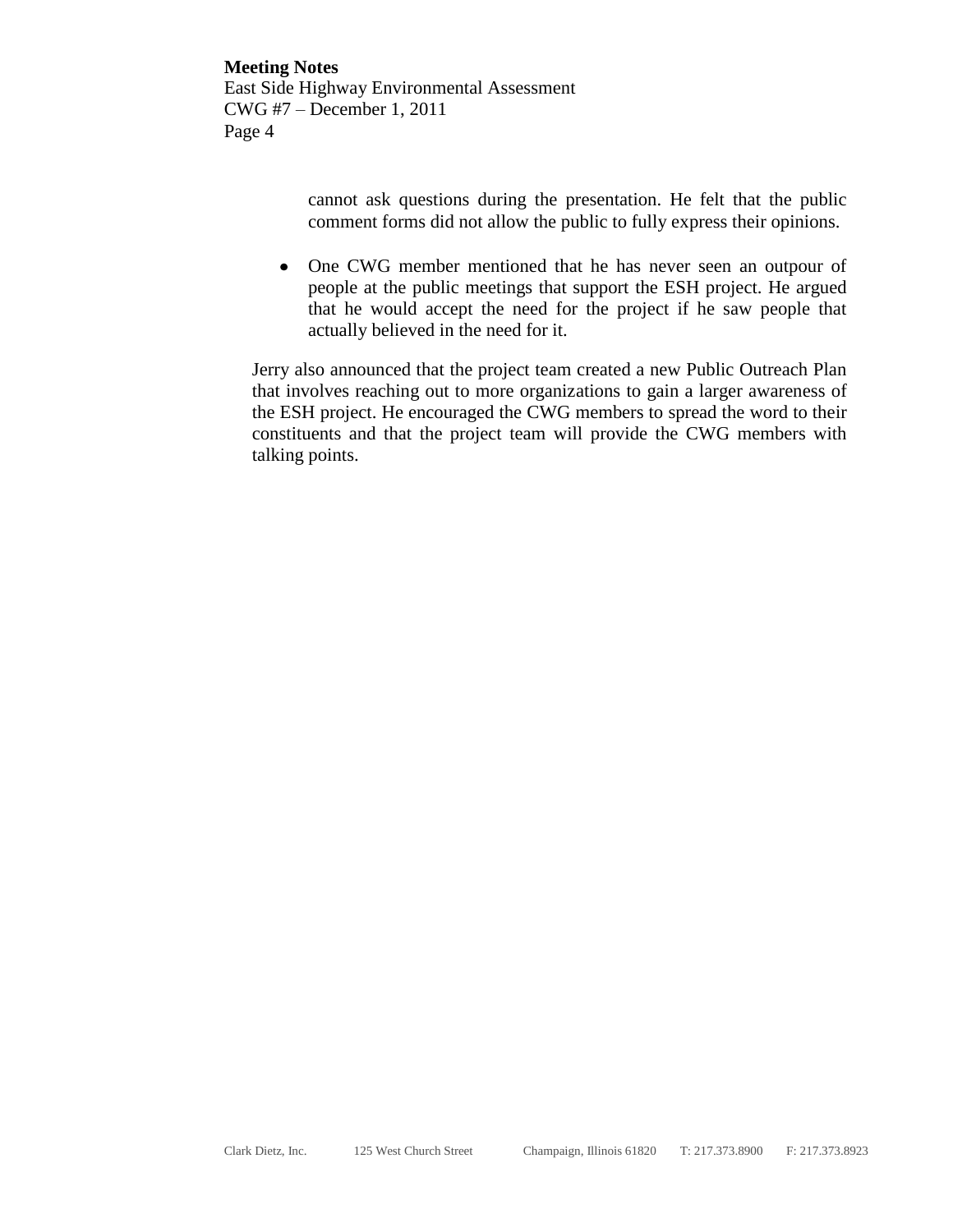cannot ask questions during the presentation. He felt that the public comment forms did not allow the public to fully express their opinions.

- One CWG member mentioned that he has never seen an outpour of people at the public meetings that support the ESH project. He argued that he would accept the need for the project if he saw people that actually believed in the need for it.

Jerry also announced that the project team created a new Public Outreach Plan that involves reaching out to more organizations to gain a larger awareness of the ESH project. He encouraged the CWG members to spread the word to their constituents and that the project team will provide the CWG members with talking points.